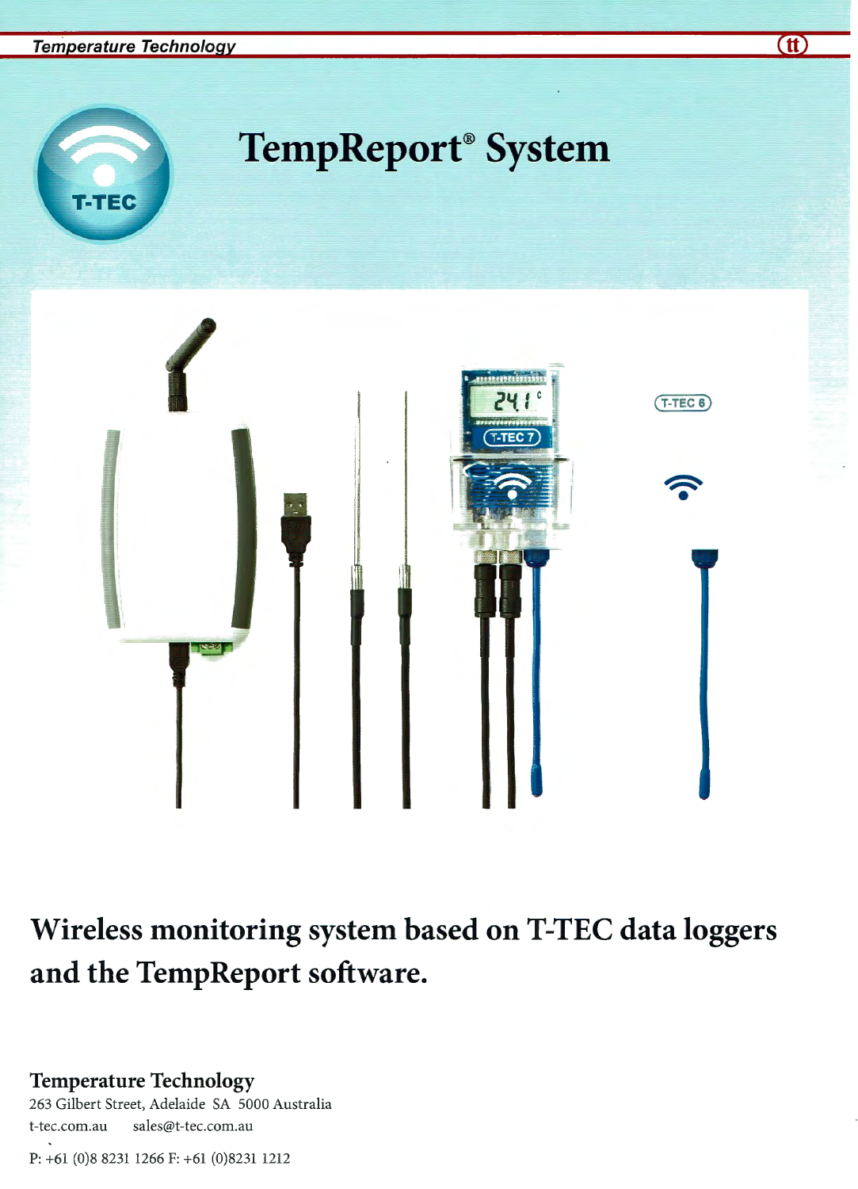# TempReport® System

## Wireless monitoring system based on T-TEC data loggers and the TempReport software.

**Temperature Technology**
263 Gilbert Street, Adelaide SA 5000 Australia
t-tec.com.au sales@t-tec.com.au

P: +61 (0)8 8231 1266 F: +61 (0)8231 1212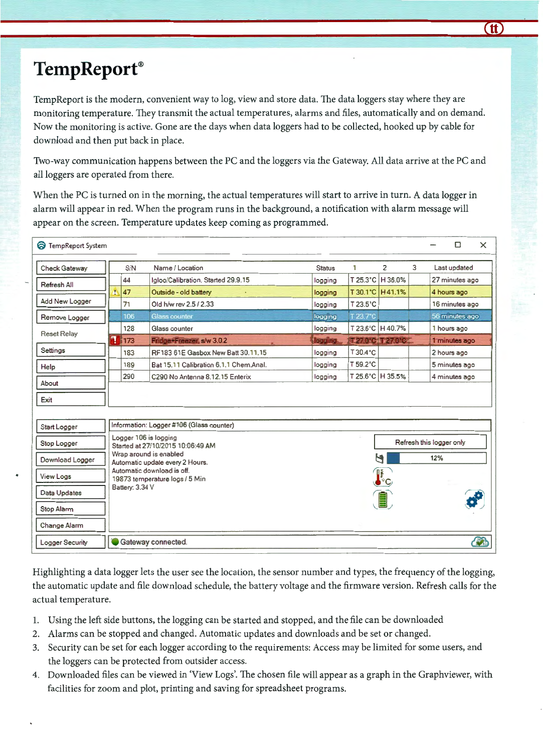# TempReport®

TempReport is the modern, convenient way to log, view and store data. The data loggers stay where they are monitoring temperature. They transmit the actual temperatures, alarms and files, automatically and on demand. Now the monitoring is active. Gone are the days when data loggers had to be collected, hooked up by cable for download and then put back in place.

Two-way communication happens between the PC and the loggers via the Gateway. All data arrive at the PC and all loggers are operated from there.

When the PC is turned on in the morning, the actual temperatures will start to arrive in turn. A data logger in alarm will appear in red. When the program runs in the background, a notification with alarm message will appear on the screen. Temperature updates keep coming as programmed.

TempReport System

| S/N | Name / Location | Status | 1 | 2 | 3 | Last updated |
|---|---|---|---|---|---|---|
| 44 | Igloo/Calibration. Started 29.9.15 | logging | T 25.3°C | H 36.0% | | 27 minutes ago |
| 47 | Outside - old battery | logging | T 30.1°C | H 41.1% | | 4 hours ago |
| 71 | Old h/w rev 2.5 / 2.33 | logging | T 23.5°C | | | 16 minutes ago |
| 106 | Glass counter | logging | T 23.7°C | | | 56 minutes ago |
| 128 | Glass counter | logging | T 23.6°C | H 40.7% | | 1 hours ago |
| 173 | Fridge+Freezer, s/w 3.0.2 | logging | T 27.0°C | T 27.0°C | | 1 minutes ago |
| 183 | RF183 61E Gasbox New Batt 30.11.15 | logging | T 30.4°C | | | 2 hours ago |
| 189 | Bat 15.11 Calibration 6.1.1 Chem.Anal. | logging | T 59.2°C | | | 5 minutes ago |
| 290 | C290 No Antenna 8.12.15 Enterix | logging | T 25.6°C | H 35.5% | | 4 minutes ago |

Buttons: Check Gateway, Refresh All, Add New Logger, Remove Logger, Reset Relay, Settings, Help, About, Exit, Start Logger, Stop Logger, Download Logger, View Logs, Data Updates, Stop Alarm, Change Alarm, Logger Security

Information: Logger #106 (Glass counter)

Logger 106 is logging
Started at 27/10/2015 10:06:49 AM
Wrap around is enabled
Automatic update every 2 Hours.
Automatic download is off.
19873 temperature logs / 5 Min
Battery: 3.34 V

Refresh this logger only

12%

Gateway connected.

Highlighting a data logger lets the user see the location, the sensor number and types, the frequency of the logging, the automatic update and file download schedule, the battery voltage and the firmware version. Refresh calls for the actual temperature.

1. Using the left side buttons, the logging can be started and stopped, and the file can be downloaded
2. Alarms can be stopped and changed. Automatic updates and downloads and be set or changed.
3. Security can be set for each logger according to the requirements: Access may be limited for some users, and the loggers can be protected from outsider access.
4. Downloaded files can be viewed in 'View Logs'. The chosen file will appear as a graph in the Graphviewer, with facilities for zoom and plot, printing and saving for spreadsheet programs.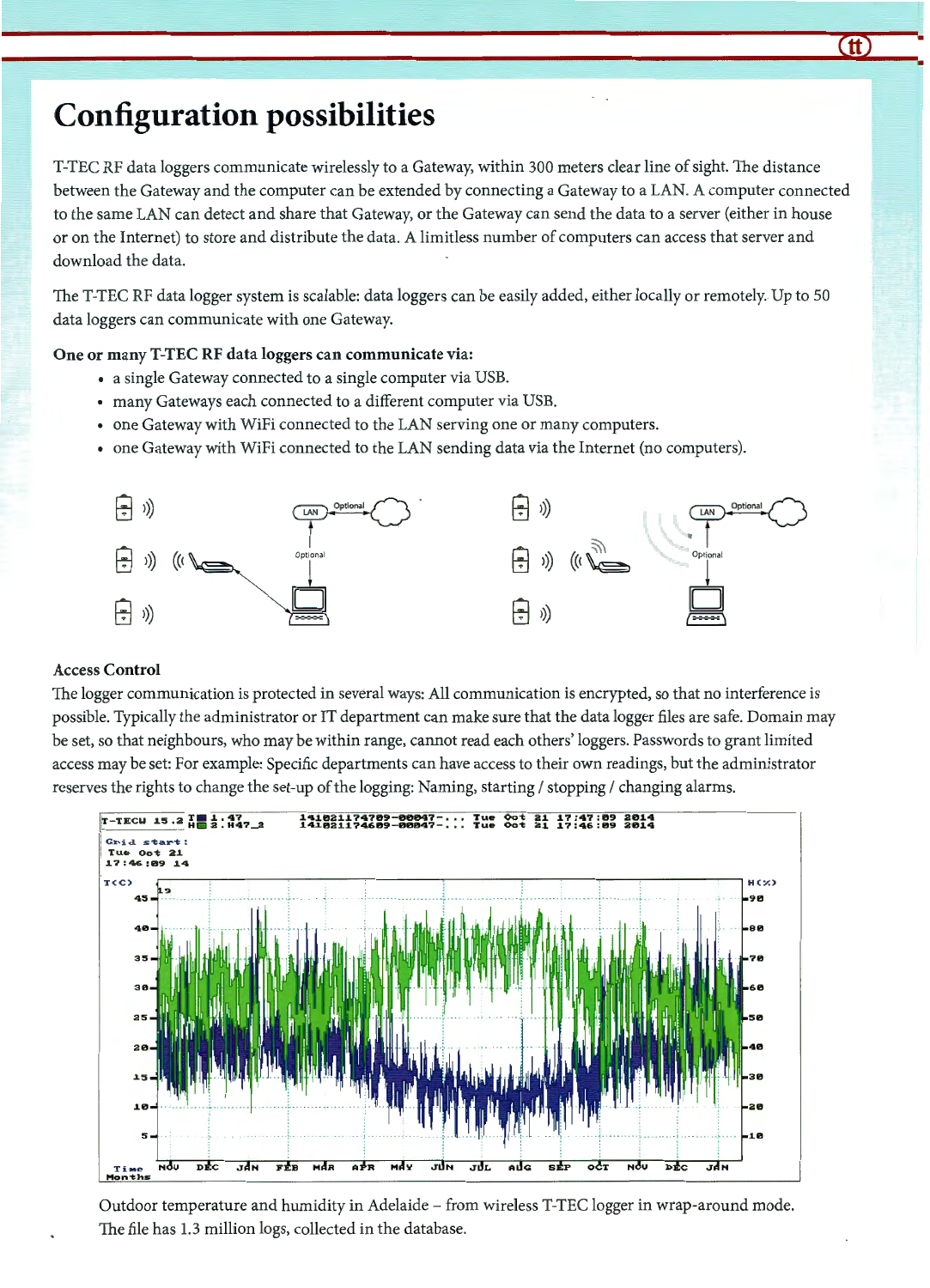# Configuration possibilities

T-TEC RF data loggers communicate wirelessly to a Gateway, within 300 meters clear line of sight. The distance between the Gateway and the computer can be extended by connecting a Gateway to a LAN. A computer connected to the same LAN can detect and share that Gateway, or the Gateway can send the data to a server (either in house or on the Internet) to store and distribute the data. A limitless number of computers can access that server and download the data.

The T-TEC RF data logger system is scalable: data loggers can be easily added, either locally or remotely. Up to 50 data loggers can communicate with one Gateway.

**One or many T-TEC RF data loggers can communicate via:**

- a single Gateway connected to a single computer via USB.
- many Gateways each connected to a different computer via USB.
- one Gateway with WiFi connected to the LAN serving one or many computers.
- one Gateway with WiFi connected to the LAN sending data via the Internet (no computers).

### Access Control

The logger communication is protected in several ways: All communication is encrypted, so that no interference is possible. Typically the administrator or IT department can make sure that the data logger files are safe. Domain may be set, so that neighbours, who may be within range, cannot read each others' loggers. Passwords to grant limited access may be set: For example: Specific departments can have access to their own readings, but the administrator reserves the rights to change the set-up of the logging: Naming, starting / stopping / changing alarms.

Outdoor temperature and humidity in Adelaide – from wireless T-TEC logger in wrap-around mode. The file has 1.3 million logs, collected in the database.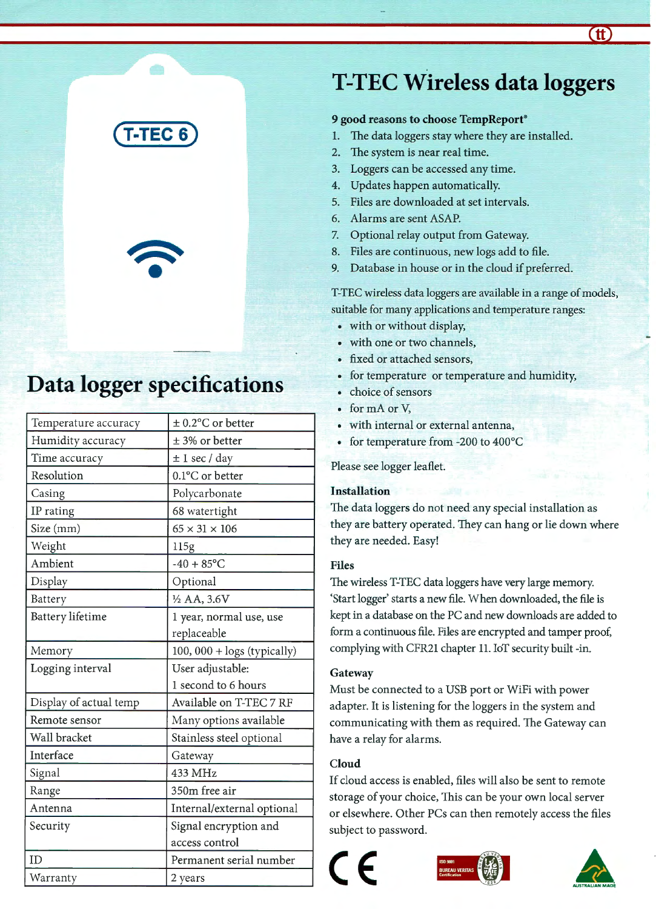# T-TEC Wireless data loggers

**9 good reasons to choose TempReport®**

1. The data loggers stay where they are installed.
2. The system is near real time.
3. Loggers can be accessed any time.
4. Updates happen automatically.
5. Files are downloaded at set intervals.
6. Alarms are sent ASAP.
7. Optional relay output from Gateway.
8. Files are continuous, new logs add to file.
9. Database in house or in the cloud if preferred.

T-TEC wireless data loggers are available in a range of models, suitable for many applications and temperature ranges:

- with or without display,
- with one or two channels,
- fixed or attached sensors,
- for temperature or temperature and humidity,
- choice of sensors
- for mA or V,
- with internal or external antenna,
- for temperature from -200 to 400°C

Please see logger leaflet.

### Installation

The data loggers do not need any special installation as they are battery operated. They can hang or lie down where they are needed. Easy!

### Files

The wireless T-TEC data loggers have very large memory. 'Start logger' starts a new file. When downloaded, the file is kept in a database on the PC and new downloads are added to form a continuous file. Files are encrypted and tamper proof, complying with CFR21 chapter 11. IoT security built -in.

### Gateway

Must be connected to a USB port or WiFi with power adapter. It is listening for the loggers in the system and communicating with them as required. The Gateway can have a relay for alarms.

### Cloud

If cloud access is enabled, files will also be sent to remote storage of your choice, This can be your own local server or elsewhere. Other PCs can then remotely access the files subject to password.

T-TEC 6

## Data logger specifications

| | |
|---|---|
| Temperature accuracy | ± 0.2°C or better |
| Humidity accuracy | ± 3% or better |
| Time accuracy | ± 1 sec / day |
| Resolution | 0.1°C or better |
| Casing | Polycarbonate |
| IP rating | 68 watertight |
| Size (mm) | 65 × 31 × 106 |
| Weight | 115g |
| Ambient | -40 + 85°C |
| Display | Optional |
| Battery | ½ AA, 3.6V |
| Battery lifetime | 1 year, normal use, use replaceable |
| Memory | 100, 000 + logs (typically) |
| Logging interval | User adjustable: 1 second to 6 hours |
| Display of actual temp | Available on T-TEC 7 RF |
| Remote sensor | Many options available |
| Wall bracket | Stainless steel optional |
| Interface | Gateway |
| Signal | 433 MHz |
| Range | 350m free air |
| Antenna | Internal/external optional |
| Security | Signal encryption and access control |
| ID | Permanent serial number |
| Warranty | 2 years |

CE

ISO 9001 BUREAU VERITAS Certification

AUSTRALIAN MADE